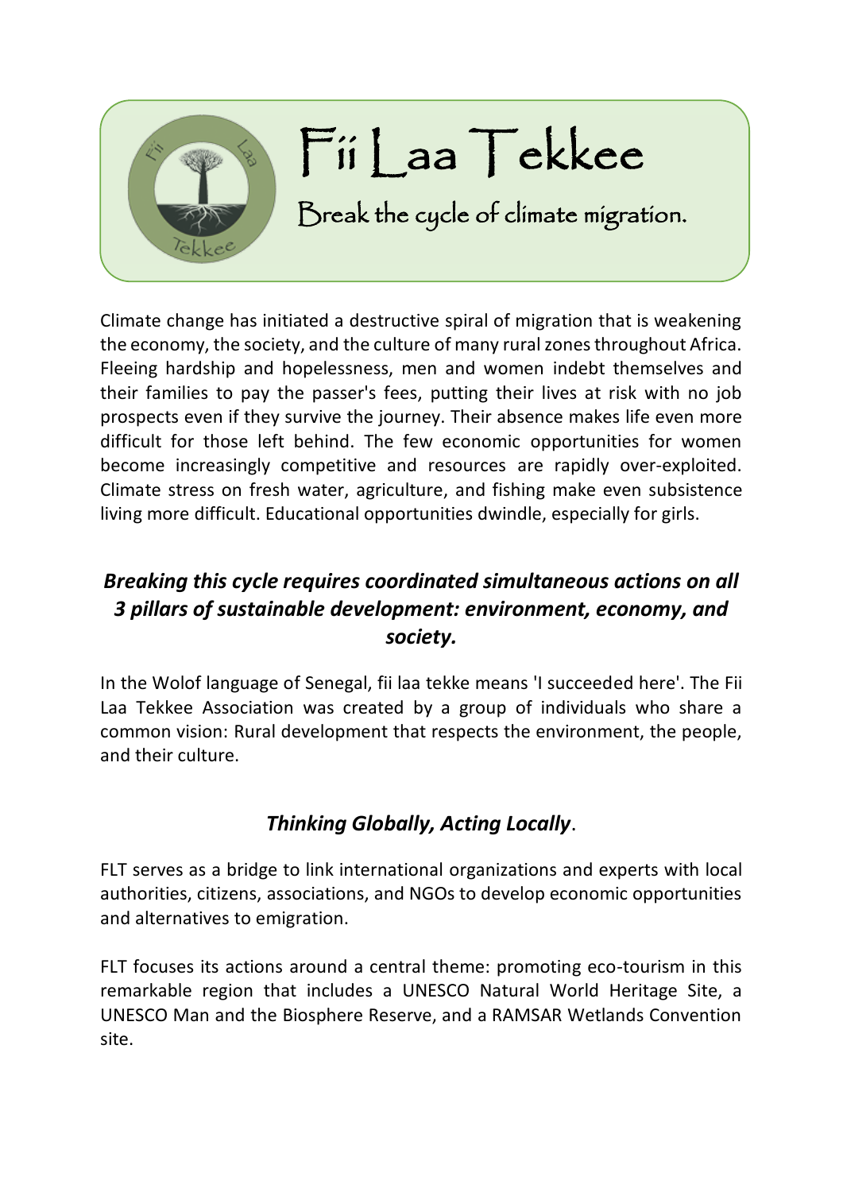# Fii Laa Tekkee

## Break the cycle of climate migration.

Climate change has initiated a destructive spiral of migration that is weakening the economy, the society, and the culture of many rural zones throughout Africa. Fleeing hardship and hopelessness, men and women indebt themselves and their families to pay the passer's fees, putting their lives at risk with no job prospects even if they survive the journey. Their absence makes life even more difficult for those left behind. The few economic opportunities for women become increasingly competitive and resources are rapidly over-exploited. Climate stress on fresh water, agriculture, and fishing make even subsistence living more difficult. Educational opportunities dwindle, especially for girls.

***Breaking this cycle requires coordinated simultaneous actions on all 3 pillars of sustainable development: environment, economy, and society.***

In the Wolof language of Senegal, fii laa tekke means 'I succeeded here'. The Fii Laa Tekkee Association was created by a group of individuals who share a common vision: Rural development that respects the environment, the people, and their culture.

***Thinking Globally, Acting Locally*.**

FLT serves as a bridge to link international organizations and experts with local authorities, citizens, associations, and NGOs to develop economic opportunities and alternatives to emigration.

FLT focuses its actions around a central theme: promoting eco-tourism in this remarkable region that includes a UNESCO Natural World Heritage Site, a UNESCO Man and the Biosphere Reserve, and a RAMSAR Wetlands Convention site.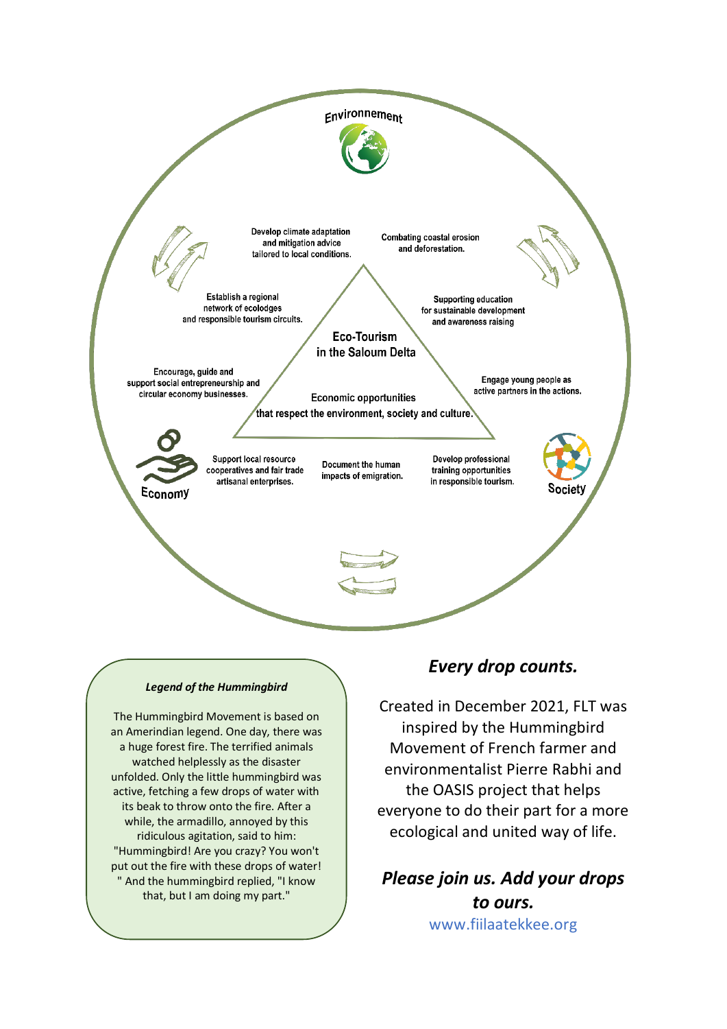Environnement

Develop climate adaptation and mitigation advice tailored to local conditions.

Combating coastal erosion and deforestation.

Establish a regional network of ecolodges and responsible tourism circuits.

Supporting education for sustainable development and awareness raising

Eco-Tourism in the Saloum Delta

Encourage, guide and support social entrepreneurship and circular economy businesses.

Engage young people as active partners in the actions.

Economic opportunities that respect the environment, society and culture.

Economy

Support local resource cooperatives and fair trade artisanal enterprises.

Document the human impacts of emigration.

Develop professional training opportunities in responsible tourism.

Society

***Legend of the Hummingbird***

The Hummingbird Movement is based on an Amerindian legend. One day, there was a huge forest fire. The terrified animals watched helplessly as the disaster unfolded. Only the little hummingbird was active, fetching a few drops of water with its beak to throw onto the fire. After a while, the armadillo, annoyed by this ridiculous agitation, said to him: "Hummingbird! Are you crazy? You won't put out the fire with these drops of water! " And the hummingbird replied, "I know that, but I am doing my part."

## *Every drop counts.*

Created in December 2021, FLT was inspired by the Hummingbird Movement of French farmer and environmentalist Pierre Rabhi and the OASIS project that helps everyone to do their part for a more ecological and united way of life.

## *Please join us. Add your drops to ours.*

www.fiilaatekkee.org